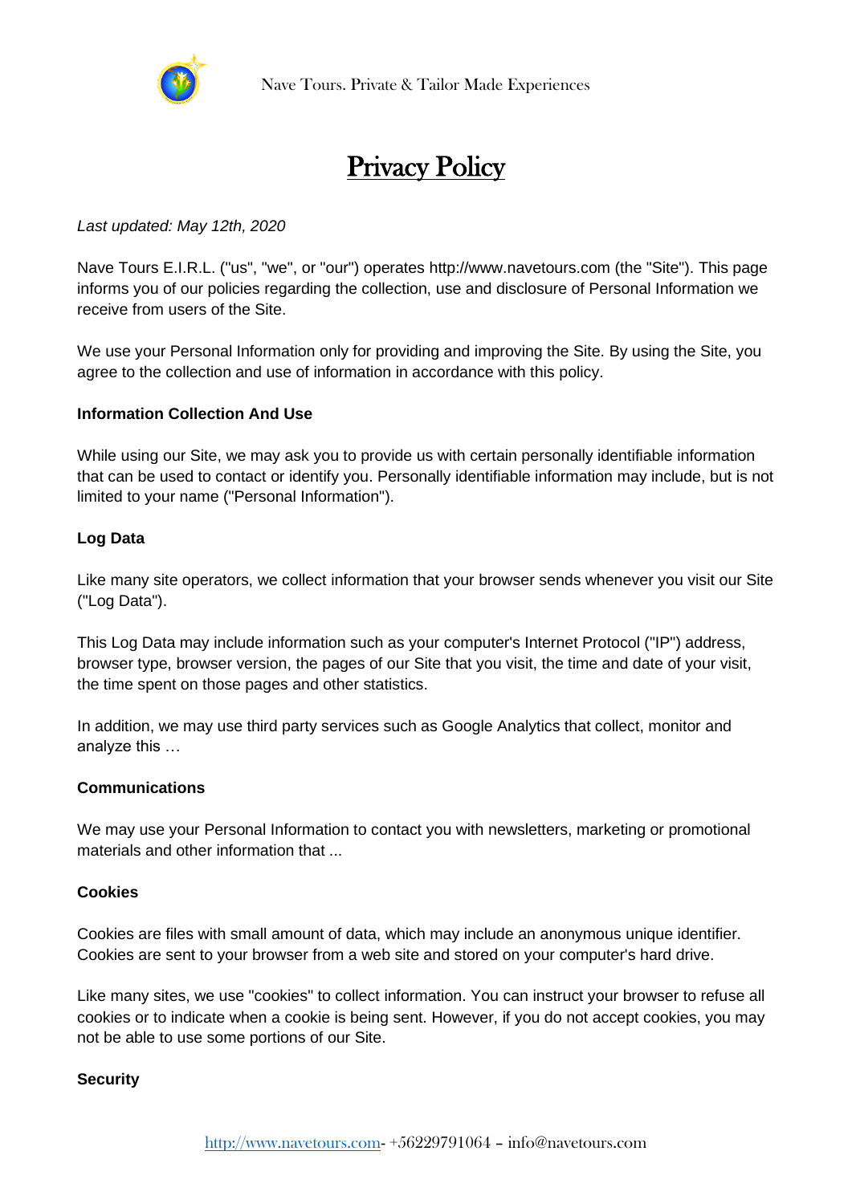# Privacy Policy

*Last updated: May 12th, 2020*

Nave Tours E.I.R.L. ("us", "we", or "our") operates http://www.navetours.com (the "Site"). This page informs you of our policies regarding the collection, use and disclosure of Personal Information we receive from users of the Site.

We use your Personal Information only for providing and improving the Site. By using the Site, you agree to the collection and use of information in accordance with this policy.

**Information Collection And Use**

While using our Site, we may ask you to provide us with certain personally identifiable information that can be used to contact or identify you. Personally identifiable information may include, but is not limited to your name ("Personal Information").

**Log Data**

Like many site operators, we collect information that your browser sends whenever you visit our Site ("Log Data").

This Log Data may include information such as your computer's Internet Protocol ("IP") address, browser type, browser version, the pages of our Site that you visit, the time and date of your visit, the time spent on those pages and other statistics.

In addition, we may use third party services such as Google Analytics that collect, monitor and analyze this …

**Communications**

We may use your Personal Information to contact you with newsletters, marketing or promotional materials and other information that ...

**Cookies**

Cookies are files with small amount of data, which may include an anonymous unique identifier. Cookies are sent to your browser from a web site and stored on your computer's hard drive.

Like many sites, we use "cookies" to collect information. You can instruct your browser to refuse all cookies or to indicate when a cookie is being sent. However, if you do not accept cookies, you may not be able to use some portions of our Site.

**Security**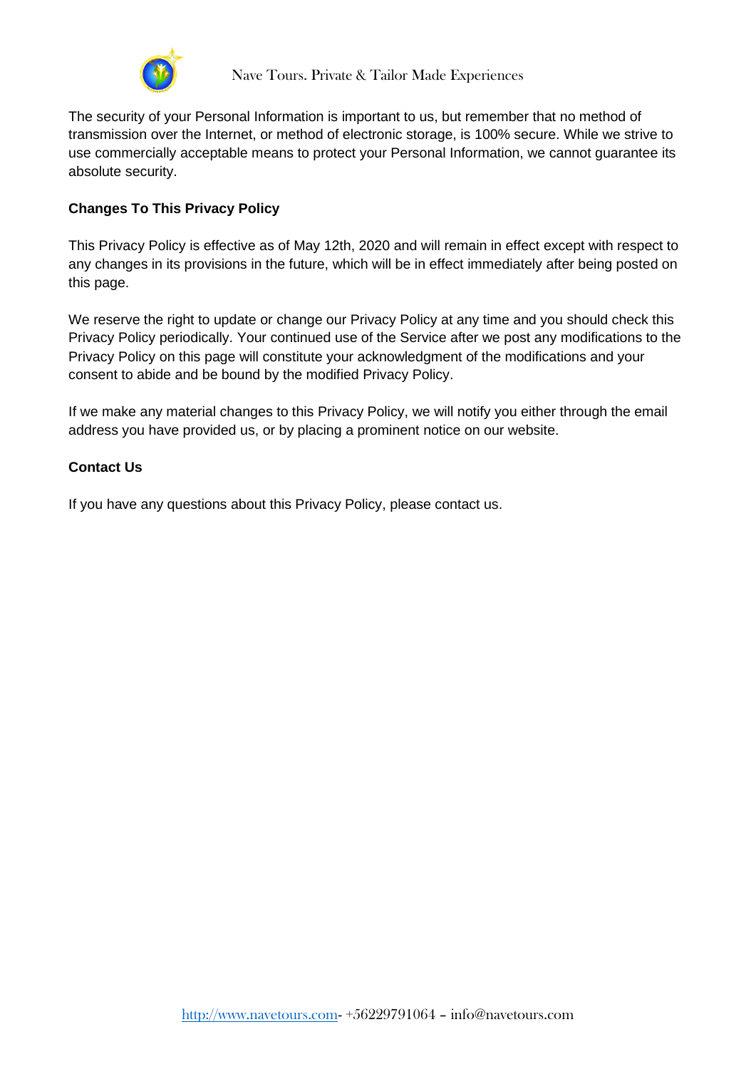The security of your Personal Information is important to us, but remember that no method of transmission over the Internet, or method of electronic storage, is 100% secure. While we strive to use commercially acceptable means to protect your Personal Information, we cannot guarantee its absolute security.

**Changes To This Privacy Policy**

This Privacy Policy is effective as of May 12th, 2020 and will remain in effect except with respect to any changes in its provisions in the future, which will be in effect immediately after being posted on this page.

We reserve the right to update or change our Privacy Policy at any time and you should check this Privacy Policy periodically. Your continued use of the Service after we post any modifications to the Privacy Policy on this page will constitute your acknowledgment of the modifications and your consent to abide and be bound by the modified Privacy Policy.

If we make any material changes to this Privacy Policy, we will notify you either through the email address you have provided us, or by placing a prominent notice on our website.

**Contact Us**

If you have any questions about this Privacy Policy, please contact us.